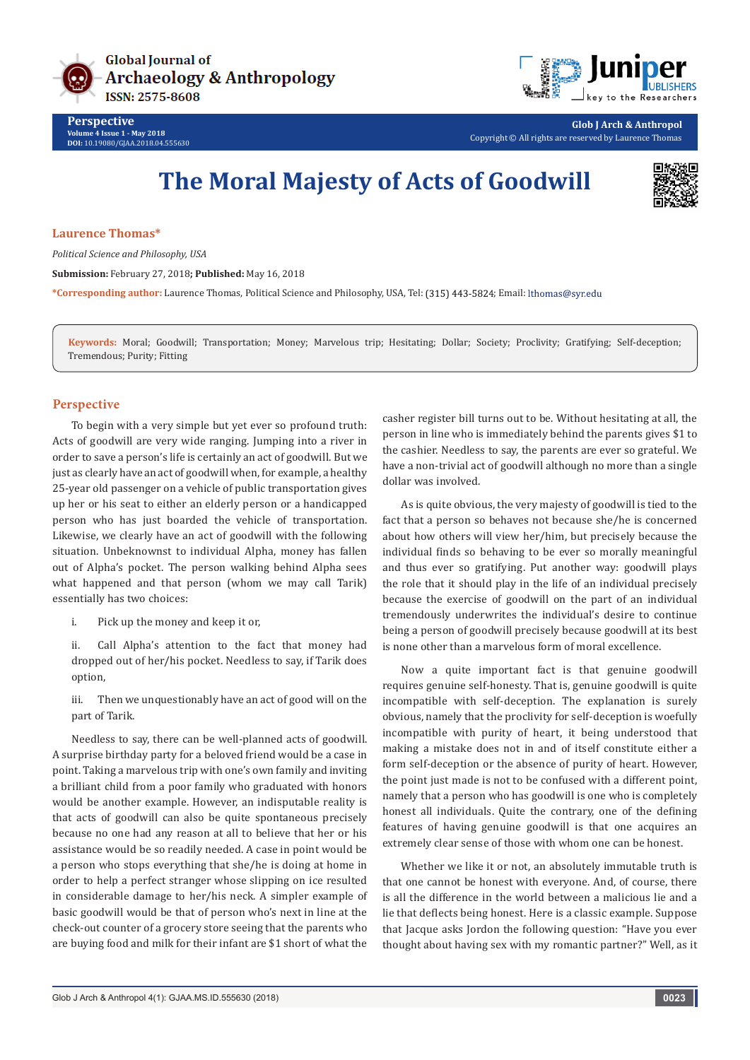# The Moral Majesty of Acts of Goodwill

**Laurence Thomas***

*Political Science and Philosophy, USA*

**Submission:** February 27, 2018; **Published:** May 16, 2018

***Corresponding author:** Laurence Thomas, Political Science and Philosophy, USA, Tel: (315) 443-5824; Email: lthomas@syr.edu

**Keywords:** Moral; Goodwill; Transportation; Money; Marvelous trip; Hesitating; Dollar; Society; Proclivity; Gratifying; Self-deception; Tremendous; Purity; Fitting

## Perspective

To begin with a very simple but yet ever so profound truth: Acts of goodwill are very wide ranging. Jumping into a river in order to save a person's life is certainly an act of goodwill. But we just as clearly have an act of goodwill when, for example, a healthy 25-year old passenger on a vehicle of public transportation gives up her or his seat to either an elderly person or a handicapped person who has just boarded the vehicle of transportation. Likewise, we clearly have an act of goodwill with the following situation. Unbeknownst to individual Alpha, money has fallen out of Alpha's pocket. The person walking behind Alpha sees what happened and that person (whom we may call Tarik) essentially has two choices:

i. Pick up the money and keep it or,

ii. Call Alpha's attention to the fact that money had dropped out of her/his pocket. Needless to say, if Tarik does option,

iii. Then we unquestionably have an act of good will on the part of Tarik.

Needless to say, there can be well-planned acts of goodwill. A surprise birthday party for a beloved friend would be a case in point. Taking a marvelous trip with one's own family and inviting a brilliant child from a poor family who graduated with honors would be another example. However, an indisputable reality is that acts of goodwill can also be quite spontaneous precisely because no one had any reason at all to believe that her or his assistance would be so readily needed. A case in point would be a person who stops everything that she/he is doing at home in order to help a perfect stranger whose slipping on ice resulted in considerable damage to her/his neck. A simpler example of basic goodwill would be that of person who's next in line at the check-out counter of a grocery store seeing that the parents who are buying food and milk for their infant are $1 short of what the casher register bill turns out to be. Without hesitating at all, the person in line who is immediately behind the parents gives $1 to the cashier. Needless to say, the parents are ever so grateful. We have a non-trivial act of goodwill although no more than a single dollar was involved.

As is quite obvious, the very majesty of goodwill is tied to the fact that a person so behaves not because she/he is concerned about how others will view her/him, but precisely because the individual finds so behaving to be ever so morally meaningful and thus ever so gratifying. Put another way: goodwill plays the role that it should play in the life of an individual precisely because the exercise of goodwill on the part of an individual tremendously underwrites the individual's desire to continue being a person of goodwill precisely because goodwill at its best is none other than a marvelous form of moral excellence.

Now a quite important fact is that genuine goodwill requires genuine self-honesty. That is, genuine goodwill is quite incompatible with self-deception. The explanation is surely obvious, namely that the proclivity for self-deception is woefully incompatible with purity of heart, it being understood that making a mistake does not in and of itself constitute either a form self-deception or the absence of purity of heart. However, the point just made is not to be confused with a different point, namely that a person who has goodwill is one who is completely honest all individuals. Quite the contrary, one of the defining features of having genuine goodwill is that one acquires an extremely clear sense of those with whom one can be honest.

Whether we like it or not, an absolutely immutable truth is that one cannot be honest with everyone. And, of course, there is all the difference in the world between a malicious lie and a lie that deflects being honest. Here is a classic example. Suppose that Jacque asks Jordon the following question: "Have you ever thought about having sex with my romantic partner?" Well, as it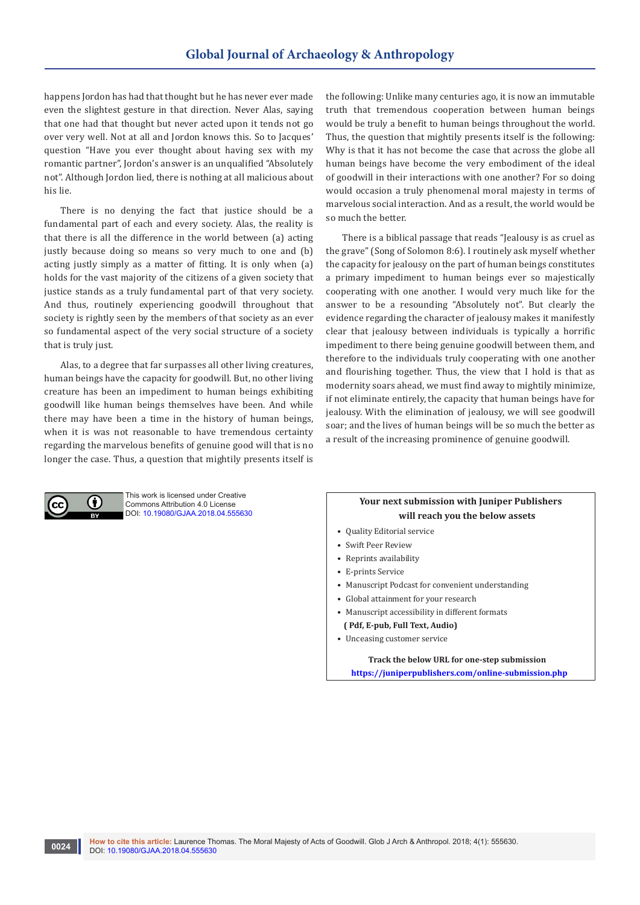happens Jordon has had that thought but he has never ever made even the slightest gesture in that direction. Never Alas, saying that one had that thought but never acted upon it tends not go over very well. Not at all and Jordon knows this. So to Jacques' question "Have you ever thought about having sex with my romantic partner", Jordon's answer is an unqualified "Absolutely not". Although Jordon lied, there is nothing at all malicious about his lie.

There is no denying the fact that justice should be a fundamental part of each and every society. Alas, the reality is that there is all the difference in the world between (a) acting justly because doing so means so very much to one and (b) acting justly simply as a matter of fitting. It is only when (a) holds for the vast majority of the citizens of a given society that justice stands as a truly fundamental part of that very society. And thus, routinely experiencing goodwill throughout that society is rightly seen by the members of that society as an ever so fundamental aspect of the very social structure of a society that is truly just.

Alas, to a degree that far surpasses all other living creatures, human beings have the capacity for goodwill. But, no other living creature has been an impediment to human beings exhibiting goodwill like human beings themselves have been. And while there may have been a time in the history of human beings, when it is was not reasonable to have tremendous certainty regarding the marvelous benefits of genuine good will that is no longer the case. Thus, a question that mightily presents itself is the following: Unlike many centuries ago, it is now an immutable truth that tremendous cooperation between human beings would be truly a benefit to human beings throughout the world. Thus, the question that mightily presents itself is the following: Why is that it has not become the case that across the globe all human beings have become the very embodiment of the ideal of goodwill in their interactions with one another? For so doing would occasion a truly phenomenal moral majesty in terms of marvelous social interaction. And as a result, the world would be so much the better.

There is a biblical passage that reads "Jealousy is as cruel as the grave" (Song of Solomon 8:6). I routinely ask myself whether the capacity for jealousy on the part of human beings constitutes a primary impediment to human beings ever so majestically cooperating with one another. I would very much like for the answer to be a resounding "Absolutely not". But clearly the evidence regarding the character of jealousy makes it manifestly clear that jealousy between individuals is typically a horrific impediment to there being genuine goodwill between them, and therefore to the individuals truly cooperating with one another and flourishing together. Thus, the view that I hold is that as modernity soars ahead, we must find away to mightily minimize, if not eliminate entirely, the capacity that human beings have for jealousy. With the elimination of jealousy, we will see goodwill soar; and the lives of human beings will be so much the better as a result of the increasing prominence of genuine goodwill.

This work is licensed under Creative Commons Attribution 4.0 License
DOI: 10.19080/GJAA.2018.04.555630

**Your next submission with Juniper Publishers will reach you the below assets**

- Quality Editorial service
- Swift Peer Review
- Reprints availability
- E-prints Service
- Manuscript Podcast for convenient understanding
- Global attainment for your research
- Manuscript accessibility in different formats
  **( Pdf, E-pub, Full Text, Audio)**
- Unceasing customer service

**Track the below URL for one-step submission**
**https://juniperpublishers.com/online-submission.php**

**How to cite this article:** Laurence Thomas. The Moral Majesty of Acts of Goodwill. Glob J Arch & Anthropol. 2018; 4(1): 555630. DOI: 10.19080/GJAA.2018.04.555630